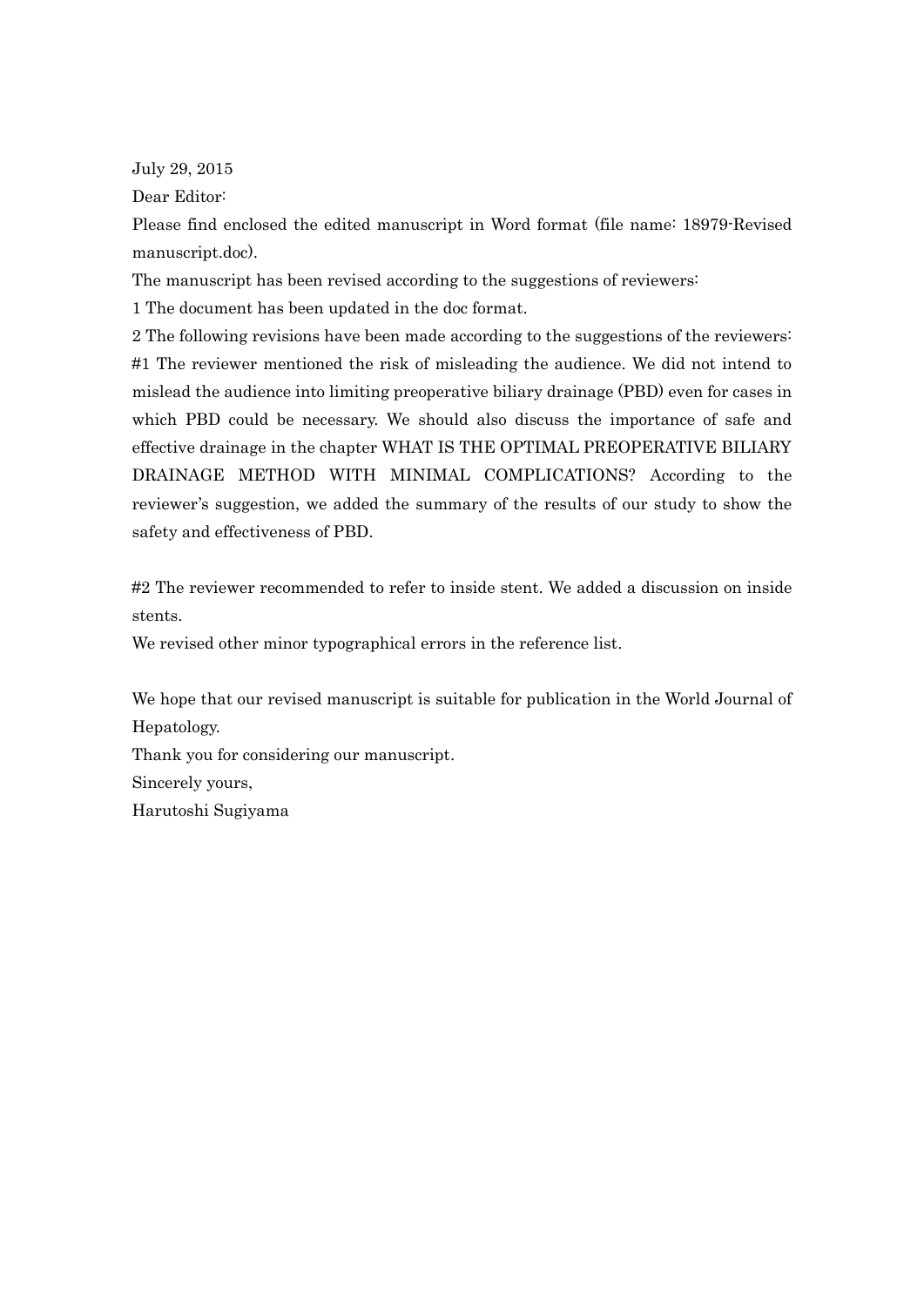July 29, 2015

Dear Editor:

Please find enclosed the edited manuscript in Word format (file name: 18979-Revised manuscript.doc).

The manuscript has been revised according to the suggestions of reviewers:

1 The document has been updated in the doc format.

2 The following revisions have been made according to the suggestions of the reviewers:

#1 The reviewer mentioned the risk of misleading the audience. We did not intend to mislead the audience into limiting preoperative biliary drainage (PBD) even for cases in which PBD could be necessary. We should also discuss the importance of safe and effective drainage in the chapter WHAT IS THE OPTIMAL PREOPERATIVE BILIARY DRAINAGE METHOD WITH MINIMAL COMPLICATIONS? According to the reviewer's suggestion, we added the summary of the results of our study to show the safety and effectiveness of PBD.

#2 The reviewer recommended to refer to inside stent. We added a discussion on inside stents.

We revised other minor typographical errors in the reference list.

We hope that our revised manuscript is suitable for publication in the World Journal of Hepatology.

Thank you for considering our manuscript.

Sincerely yours,

Harutoshi Sugiyama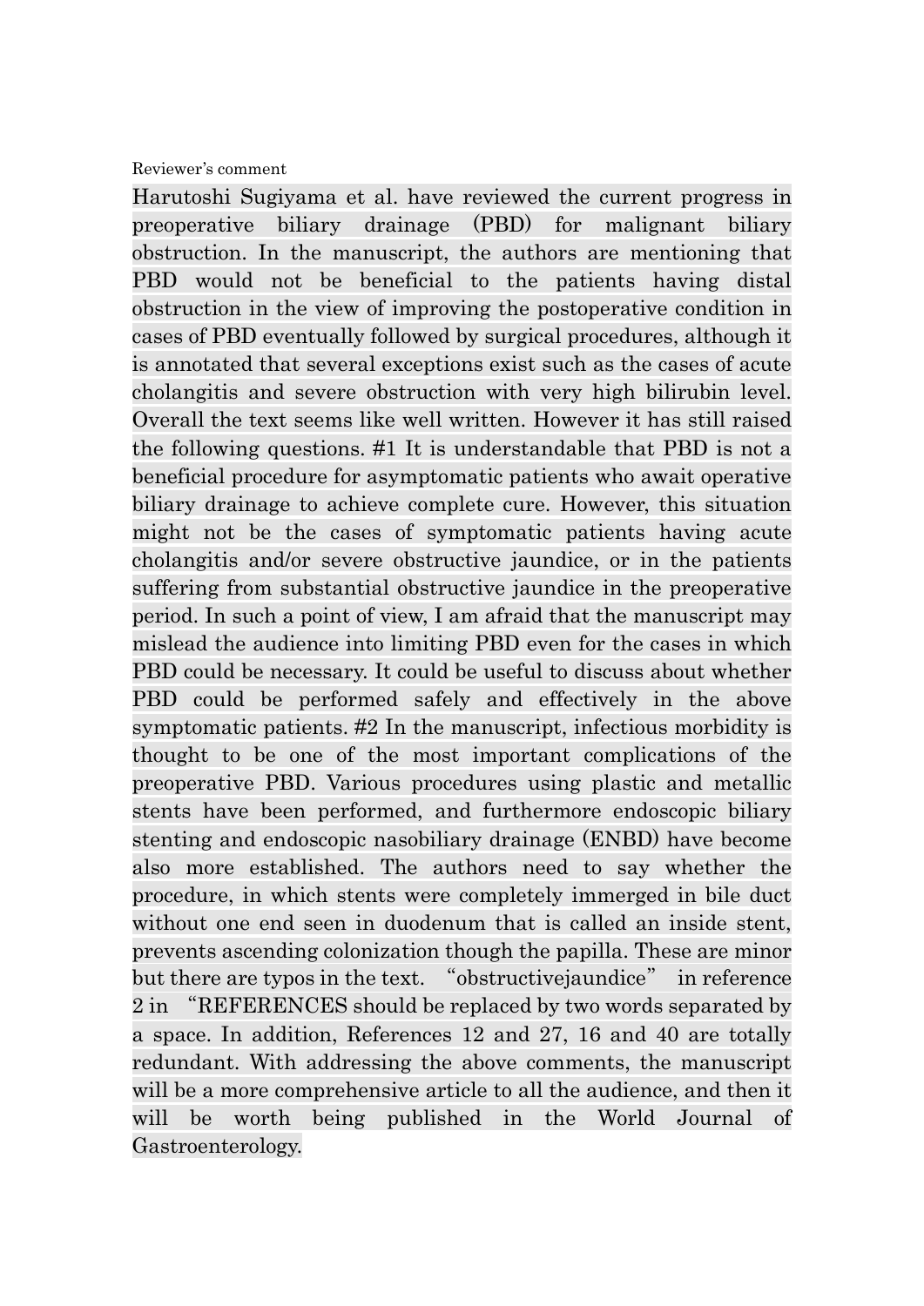Reviewer's comment

Harutoshi Sugiyama et al. have reviewed the current progress in preoperative biliary drainage (PBD) for malignant biliary obstruction. In the manuscript, the authors are mentioning that PBD would not be beneficial to the patients having distal obstruction in the view of improving the postoperative condition in cases of PBD eventually followed by surgical procedures, although it is annotated that several exceptions exist such as the cases of acute cholangitis and severe obstruction with very high bilirubin level. Overall the text seems like well written. However it has still raised the following questions. #1 It is understandable that PBD is not a beneficial procedure for asymptomatic patients who await operative biliary drainage to achieve complete cure. However, this situation might not be the cases of symptomatic patients having acute cholangitis and/or severe obstructive jaundice, or in the patients suffering from substantial obstructive jaundice in the preoperative period. In such a point of view, I am afraid that the manuscript may mislead the audience into limiting PBD even for the cases in which PBD could be necessary. It could be useful to discuss about whether PBD could be performed safely and effectively in the above symptomatic patients. #2 In the manuscript, infectious morbidity is thought to be one of the most important complications of the preoperative PBD. Various procedures using plastic and metallic stents have been performed, and furthermore endoscopic biliary stenting and endoscopic nasobiliary drainage (ENBD) have become also more established. The authors need to say whether the procedure, in which stents were completely immerged in bile duct without one end seen in duodenum that is called an inside stent, prevents ascending colonization though the papilla. These are minor but there are typos in the text. "obstructivejaundice" in reference 2 in "REFERENCES should be replaced by two words separated by a space. In addition, References 12 and 27, 16 and 40 are totally redundant. With addressing the above comments, the manuscript will be a more comprehensive article to all the audience, and then it will be worth being published in the World Journal of Gastroenterology.